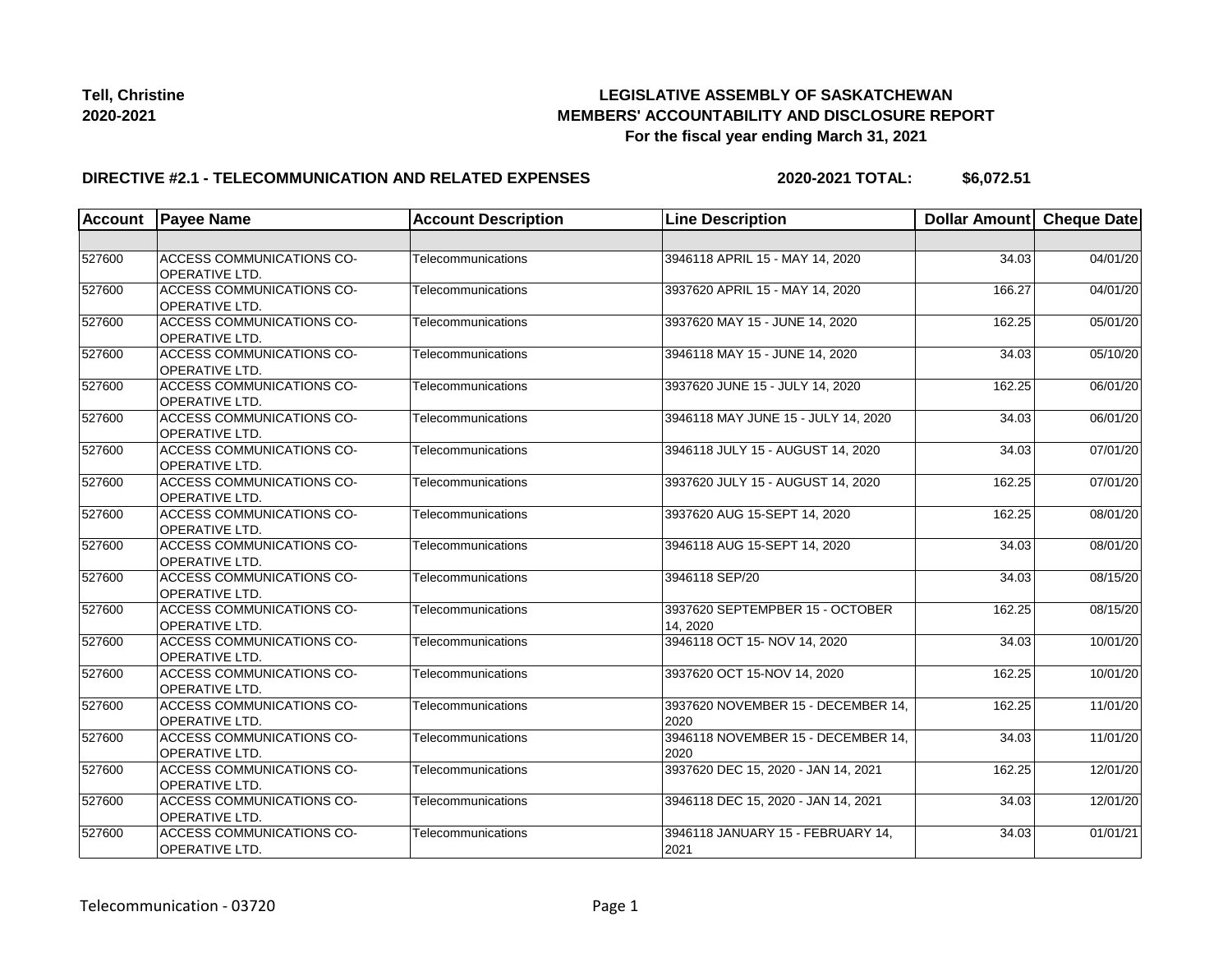**Tell, Christine**
**2020-2021**

# LEGISLATIVE ASSEMBLY OF SASKATCHEWAN
## MEMBERS' ACCOUNTABILITY AND DISCLOSURE REPORT
**For the fiscal year ending March 31, 2021**

### DIRECTIVE #2.1 - TELECOMMUNICATION AND RELATED EXPENSES — 2020-2021 TOTAL: $6,072.51

| Account | Payee Name | Account Description | Line Description | Dollar Amount | Cheque Date |
|---|---|---|---|---|---|
| | | | | | |
| 527600 | ACCESS COMMUNICATIONS CO-OPERATIVE LTD. | Telecommunications | 3946118 APRIL 15 - MAY 14, 2020 | 34.03 | 04/01/20 |
| 527600 | ACCESS COMMUNICATIONS CO-OPERATIVE LTD. | Telecommunications | 3937620 APRIL 15 - MAY 14, 2020 | 166.27 | 04/01/20 |
| 527600 | ACCESS COMMUNICATIONS CO-OPERATIVE LTD. | Telecommunications | 3937620 MAY 15 - JUNE 14, 2020 | 162.25 | 05/01/20 |
| 527600 | ACCESS COMMUNICATIONS CO-OPERATIVE LTD. | Telecommunications | 3946118 MAY 15 - JUNE 14, 2020 | 34.03 | 05/10/20 |
| 527600 | ACCESS COMMUNICATIONS CO-OPERATIVE LTD. | Telecommunications | 3937620 JUNE 15 - JULY 14, 2020 | 162.25 | 06/01/20 |
| 527600 | ACCESS COMMUNICATIONS CO-OPERATIVE LTD. | Telecommunications | 3946118 MAY JUNE 15 - JULY 14, 2020 | 34.03 | 06/01/20 |
| 527600 | ACCESS COMMUNICATIONS CO-OPERATIVE LTD. | Telecommunications | 3946118 JULY 15 - AUGUST 14, 2020 | 34.03 | 07/01/20 |
| 527600 | ACCESS COMMUNICATIONS CO-OPERATIVE LTD. | Telecommunications | 3937620 JULY 15 - AUGUST 14, 2020 | 162.25 | 07/01/20 |
| 527600 | ACCESS COMMUNICATIONS CO-OPERATIVE LTD. | Telecommunications | 3937620 AUG 15-SEPT 14, 2020 | 162.25 | 08/01/20 |
| 527600 | ACCESS COMMUNICATIONS CO-OPERATIVE LTD. | Telecommunications | 3946118 AUG 15-SEPT 14, 2020 | 34.03 | 08/01/20 |
| 527600 | ACCESS COMMUNICATIONS CO-OPERATIVE LTD. | Telecommunications | 3946118 SEP/20 | 34.03 | 08/15/20 |
| 527600 | ACCESS COMMUNICATIONS CO-OPERATIVE LTD. | Telecommunications | 3937620 SEPTEMPBER 15 - OCTOBER 14, 2020 | 162.25 | 08/15/20 |
| 527600 | ACCESS COMMUNICATIONS CO-OPERATIVE LTD. | Telecommunications | 3946118 OCT 15- NOV 14, 2020 | 34.03 | 10/01/20 |
| 527600 | ACCESS COMMUNICATIONS CO-OPERATIVE LTD. | Telecommunications | 3937620 OCT 15-NOV 14, 2020 | 162.25 | 10/01/20 |
| 527600 | ACCESS COMMUNICATIONS CO-OPERATIVE LTD. | Telecommunications | 3937620 NOVEMBER 15 - DECEMBER 14, 2020 | 162.25 | 11/01/20 |
| 527600 | ACCESS COMMUNICATIONS CO-OPERATIVE LTD. | Telecommunications | 3946118 NOVEMBER 15 - DECEMBER 14, 2020 | 34.03 | 11/01/20 |
| 527600 | ACCESS COMMUNICATIONS CO-OPERATIVE LTD. | Telecommunications | 3937620 DEC 15, 2020 - JAN 14, 2021 | 162.25 | 12/01/20 |
| 527600 | ACCESS COMMUNICATIONS CO-OPERATIVE LTD. | Telecommunications | 3946118 DEC 15, 2020 - JAN 14, 2021 | 34.03 | 12/01/20 |
| 527600 | ACCESS COMMUNICATIONS CO-OPERATIVE LTD. | Telecommunications | 3946118 JANUARY 15 - FEBRUARY 14, 2021 | 34.03 | 01/01/21 |

Telecommunication - 03720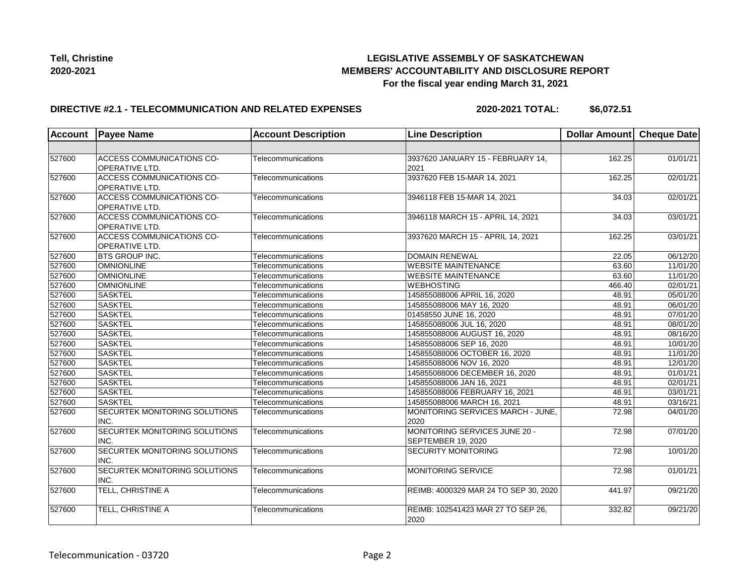**Tell, Christine**
**2020-2021**

**LEGISLATIVE ASSEMBLY OF SASKATCHEWAN**
**MEMBERS' ACCOUNTABILITY AND DISCLOSURE REPORT**
**For the fiscal year ending March 31, 2021**

**DIRECTIVE #2.1 - TELECOMMUNICATION AND RELATED EXPENSES** **2020-2021 TOTAL: $6,072.51**

| Account | Payee Name | Account Description | Line Description | Dollar Amount | Cheque Date |
|---|---|---|---|---|---|
| | | | | | |
| 527600 | ACCESS COMMUNICATIONS CO-OPERATIVE LTD. | Telecommunications | 3937620 JANUARY 15 - FEBRUARY 14, 2021 | 162.25 | 01/01/21 |
| 527600 | ACCESS COMMUNICATIONS CO-OPERATIVE LTD. | Telecommunications | 3937620 FEB 15-MAR 14, 2021 | 162.25 | 02/01/21 |
| 527600 | ACCESS COMMUNICATIONS CO-OPERATIVE LTD. | Telecommunications | 3946118 FEB 15-MAR 14, 2021 | 34.03 | 02/01/21 |
| 527600 | ACCESS COMMUNICATIONS CO-OPERATIVE LTD. | Telecommunications | 3946118 MARCH 15 - APRIL 14, 2021 | 34.03 | 03/01/21 |
| 527600 | ACCESS COMMUNICATIONS CO-OPERATIVE LTD. | Telecommunications | 3937620 MARCH 15 - APRIL 14, 2021 | 162.25 | 03/01/21 |
| 527600 | BTS GROUP INC. | Telecommunications | DOMAIN RENEWAL | 22.05 | 06/12/20 |
| 527600 | OMNIONLINE | Telecommunications | WEBSITE MAINTENANCE | 63.60 | 11/01/20 |
| 527600 | OMNIONLINE | Telecommunications | WEBSITE MAINTENANCE | 63.60 | 11/01/20 |
| 527600 | OMNIONLINE | Telecommunications | WEBHOSTING | 466.40 | 02/01/21 |
| 527600 | SASKTEL | Telecommunications | 145855088006 APRIL 16, 2020 | 48.91 | 05/01/20 |
| 527600 | SASKTEL | Telecommunications | 145855088006 MAY 16, 2020 | 48.91 | 06/01/20 |
| 527600 | SASKTEL | Telecommunications | 01458550 JUNE 16, 2020 | 48.91 | 07/01/20 |
| 527600 | SASKTEL | Telecommunications | 145855088006 JUL 16, 2020 | 48.91 | 08/01/20 |
| 527600 | SASKTEL | Telecommunications | 145855088006 AUGUST 16, 2020 | 48.91 | 08/16/20 |
| 527600 | SASKTEL | Telecommunications | 145855088006 SEP 16, 2020 | 48.91 | 10/01/20 |
| 527600 | SASKTEL | Telecommunications | 145855088006 OCTOBER 16, 2020 | 48.91 | 11/01/20 |
| 527600 | SASKTEL | Telecommunications | 145855088006 NOV 16, 2020 | 48.91 | 12/01/20 |
| 527600 | SASKTEL | Telecommunications | 145855088006 DECEMBER 16, 2020 | 48.91 | 01/01/21 |
| 527600 | SASKTEL | Telecommunications | 145855088006 JAN 16, 2021 | 48.91 | 02/01/21 |
| 527600 | SASKTEL | Telecommunications | 145855088006 FEBRUARY 16, 2021 | 48.91 | 03/01/21 |
| 527600 | SASKTEL | Telecommunications | 145855088006 MARCH 16, 2021 | 48.91 | 03/16/21 |
| 527600 | SECURTEK MONITORING SOLUTIONS INC. | Telecommunications | MONITORING SERVICES MARCH - JUNE, 2020 | 72.98 | 04/01/20 |
| 527600 | SECURTEK MONITORING SOLUTIONS INC. | Telecommunications | MONITORING SERVICES JUNE 20 - SEPTEMBER 19, 2020 | 72.98 | 07/01/20 |
| 527600 | SECURTEK MONITORING SOLUTIONS INC. | Telecommunications | SECURITY MONITORING | 72.98 | 10/01/20 |
| 527600 | SECURTEK MONITORING SOLUTIONS INC. | Telecommunications | MONITORING SERVICE | 72.98 | 01/01/21 |
| 527600 | TELL, CHRISTINE A | Telecommunications | REIMB: 4000329 MAR 24 TO SEP 30, 2020 | 441.97 | 09/21/20 |
| 527600 | TELL, CHRISTINE A | Telecommunications | REIMB: 102541423 MAR 27 TO SEP 26, 2020 | 332.82 | 09/21/20 |

Telecommunication - 03720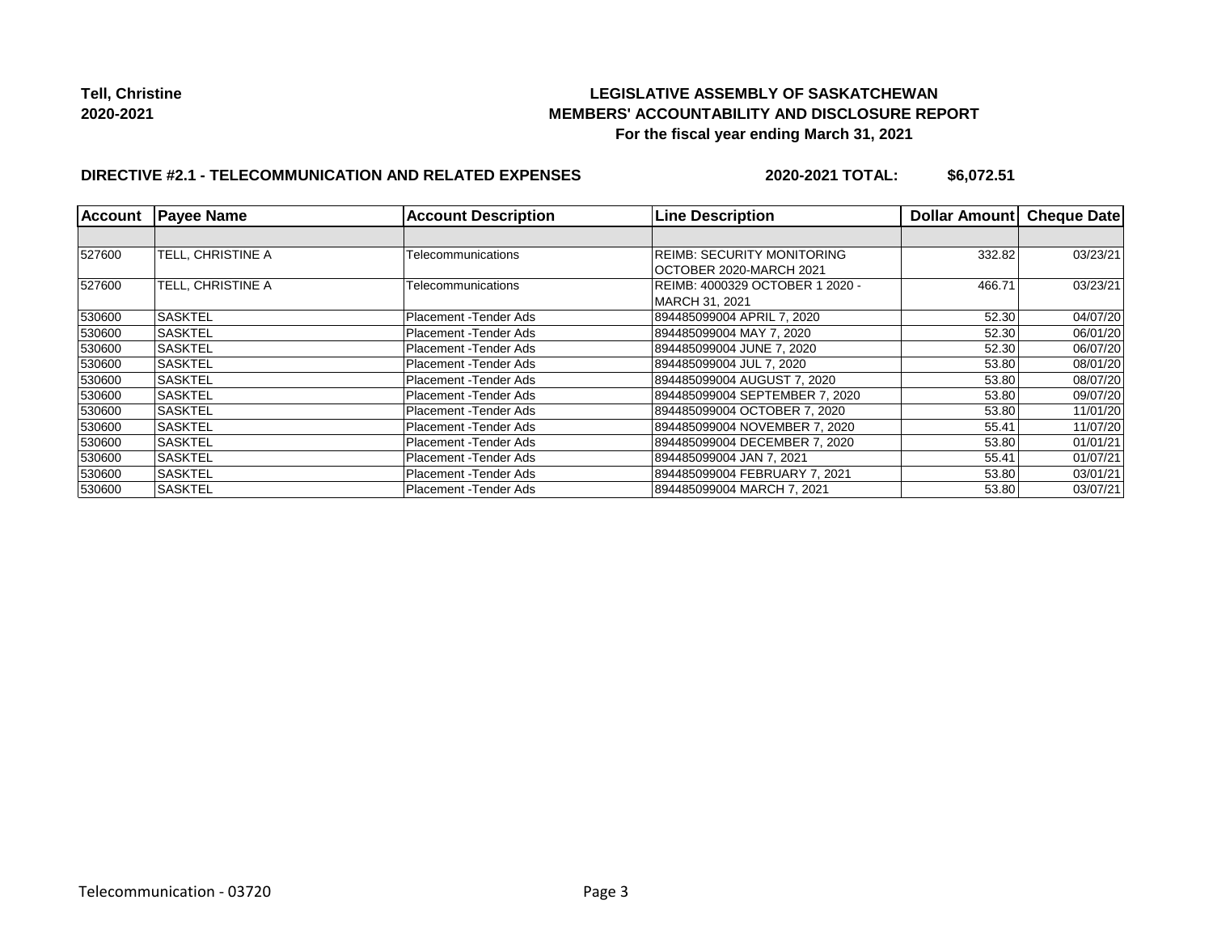**Tell, Christine**
**2020-2021**

## LEGISLATIVE ASSEMBLY OF SASKATCHEWAN
## MEMBERS' ACCOUNTABILITY AND DISCLOSURE REPORT
### For the fiscal year ending March 31, 2021

**DIRECTIVE #2.1 - TELECOMMUNICATION AND RELATED EXPENSES** **2020-2021 TOTAL: $6,072.51**

| Account | Payee Name | Account Description | Line Description | Dollar Amount | Cheque Date |
|---|---|---|---|---|---|
| | | | | | |
| 527600 | TELL, CHRISTINE A | Telecommunications | REIMB: SECURITY MONITORING OCTOBER 2020-MARCH 2021 | 332.82 | 03/23/21 |
| 527600 | TELL, CHRISTINE A | Telecommunications | REIMB: 4000329 OCTOBER 1 2020 - MARCH 31, 2021 | 466.71 | 03/23/21 |
| 530600 | SASKTEL | Placement -Tender Ads | 894485099004 APRIL 7, 2020 | 52.30 | 04/07/20 |
| 530600 | SASKTEL | Placement -Tender Ads | 894485099004 MAY 7, 2020 | 52.30 | 06/01/20 |
| 530600 | SASKTEL | Placement -Tender Ads | 894485099004 JUNE 7, 2020 | 52.30 | 06/07/20 |
| 530600 | SASKTEL | Placement -Tender Ads | 894485099004 JUL 7, 2020 | 53.80 | 08/01/20 |
| 530600 | SASKTEL | Placement -Tender Ads | 894485099004 AUGUST 7, 2020 | 53.80 | 08/07/20 |
| 530600 | SASKTEL | Placement -Tender Ads | 894485099004 SEPTEMBER 7, 2020 | 53.80 | 09/07/20 |
| 530600 | SASKTEL | Placement -Tender Ads | 894485099004 OCTOBER 7, 2020 | 53.80 | 11/01/20 |
| 530600 | SASKTEL | Placement -Tender Ads | 894485099004 NOVEMBER 7, 2020 | 55.41 | 11/07/20 |
| 530600 | SASKTEL | Placement -Tender Ads | 894485099004 DECEMBER 7, 2020 | 53.80 | 01/01/21 |
| 530600 | SASKTEL | Placement -Tender Ads | 894485099004 JAN 7, 2021 | 55.41 | 01/07/21 |
| 530600 | SASKTEL | Placement -Tender Ads | 894485099004 FEBRUARY 7, 2021 | 53.80 | 03/01/21 |
| 530600 | SASKTEL | Placement -Tender Ads | 894485099004 MARCH 7, 2021 | 53.80 | 03/07/21 |

Telecommunication - 03720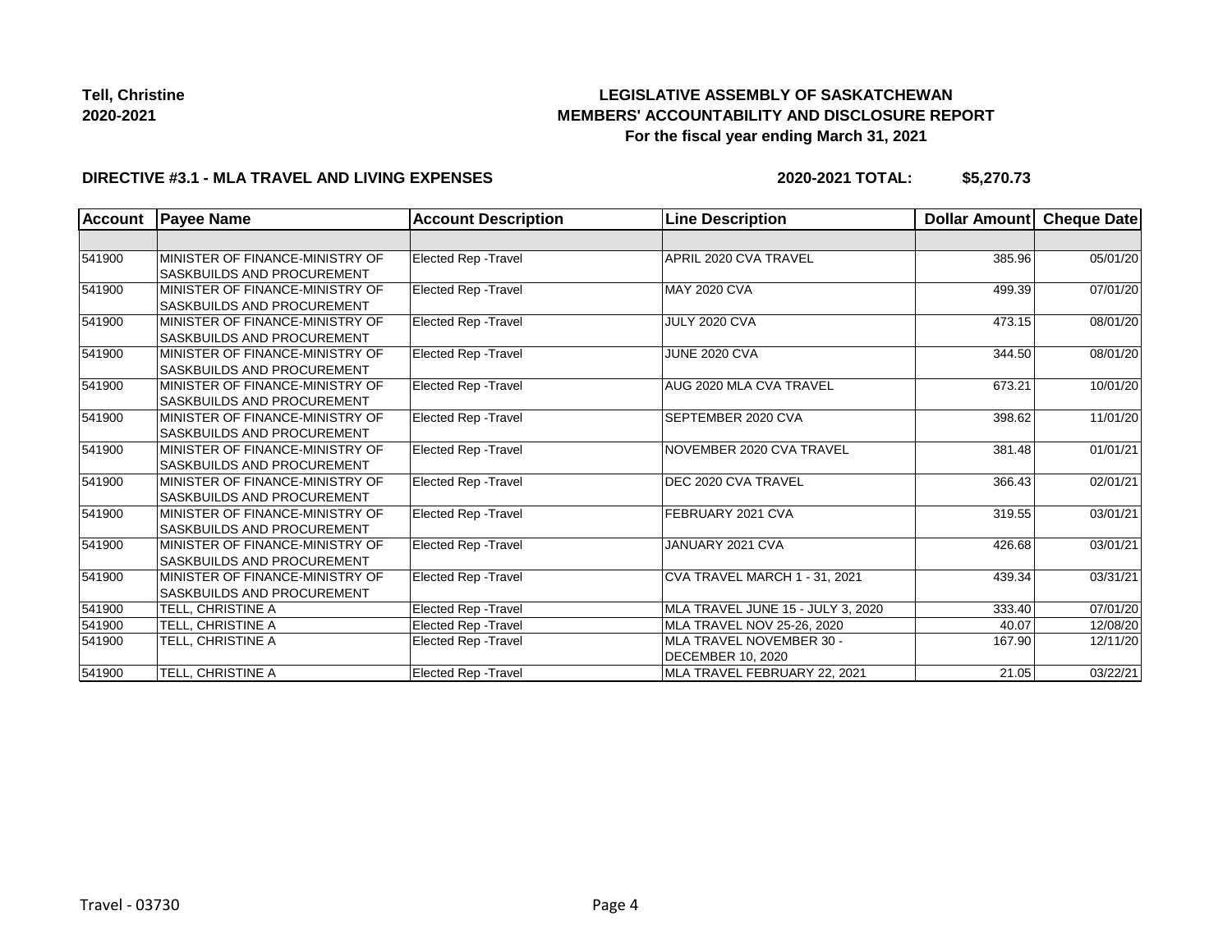**Tell, Christine**
**2020-2021**

## LEGISLATIVE ASSEMBLY OF SASKATCHEWAN
## MEMBERS' ACCOUNTABILITY AND DISCLOSURE REPORT
### For the fiscal year ending March 31, 2021

**DIRECTIVE #3.1 - MLA TRAVEL AND LIVING EXPENSES** **2020-2021 TOTAL: $5,270.73**

| Account | Payee Name | Account Description | Line Description | Dollar Amount | Cheque Date |
|---|---|---|---|---|---|
| | | | | | |
| 541900 | MINISTER OF FINANCE-MINISTRY OF SASKBUILDS AND PROCUREMENT | Elected Rep -Travel | APRIL 2020 CVA TRAVEL | 385.96 | 05/01/20 |
| 541900 | MINISTER OF FINANCE-MINISTRY OF SASKBUILDS AND PROCUREMENT | Elected Rep -Travel | MAY 2020 CVA | 499.39 | 07/01/20 |
| 541900 | MINISTER OF FINANCE-MINISTRY OF SASKBUILDS AND PROCUREMENT | Elected Rep -Travel | JULY 2020 CVA | 473.15 | 08/01/20 |
| 541900 | MINISTER OF FINANCE-MINISTRY OF SASKBUILDS AND PROCUREMENT | Elected Rep -Travel | JUNE 2020 CVA | 344.50 | 08/01/20 |
| 541900 | MINISTER OF FINANCE-MINISTRY OF SASKBUILDS AND PROCUREMENT | Elected Rep -Travel | AUG 2020 MLA CVA TRAVEL | 673.21 | 10/01/20 |
| 541900 | MINISTER OF FINANCE-MINISTRY OF SASKBUILDS AND PROCUREMENT | Elected Rep -Travel | SEPTEMBER 2020 CVA | 398.62 | 11/01/20 |
| 541900 | MINISTER OF FINANCE-MINISTRY OF SASKBUILDS AND PROCUREMENT | Elected Rep -Travel | NOVEMBER 2020 CVA TRAVEL | 381.48 | 01/01/21 |
| 541900 | MINISTER OF FINANCE-MINISTRY OF SASKBUILDS AND PROCUREMENT | Elected Rep -Travel | DEC 2020 CVA TRAVEL | 366.43 | 02/01/21 |
| 541900 | MINISTER OF FINANCE-MINISTRY OF SASKBUILDS AND PROCUREMENT | Elected Rep -Travel | FEBRUARY 2021 CVA | 319.55 | 03/01/21 |
| 541900 | MINISTER OF FINANCE-MINISTRY OF SASKBUILDS AND PROCUREMENT | Elected Rep -Travel | JANUARY 2021 CVA | 426.68 | 03/01/21 |
| 541900 | MINISTER OF FINANCE-MINISTRY OF SASKBUILDS AND PROCUREMENT | Elected Rep -Travel | CVA TRAVEL MARCH 1 - 31, 2021 | 439.34 | 03/31/21 |
| 541900 | TELL, CHRISTINE A | Elected Rep -Travel | MLA TRAVEL JUNE 15 - JULY 3, 2020 | 333.40 | 07/01/20 |
| 541900 | TELL, CHRISTINE A | Elected Rep -Travel | MLA TRAVEL NOV 25-26, 2020 | 40.07 | 12/08/20 |
| 541900 | TELL, CHRISTINE A | Elected Rep -Travel | MLA TRAVEL NOVEMBER 30 - DECEMBER 10, 2020 | 167.90 | 12/11/20 |
| 541900 | TELL, CHRISTINE A | Elected Rep -Travel | MLA TRAVEL FEBRUARY 22, 2021 | 21.05 | 03/22/21 |

Travel - 03730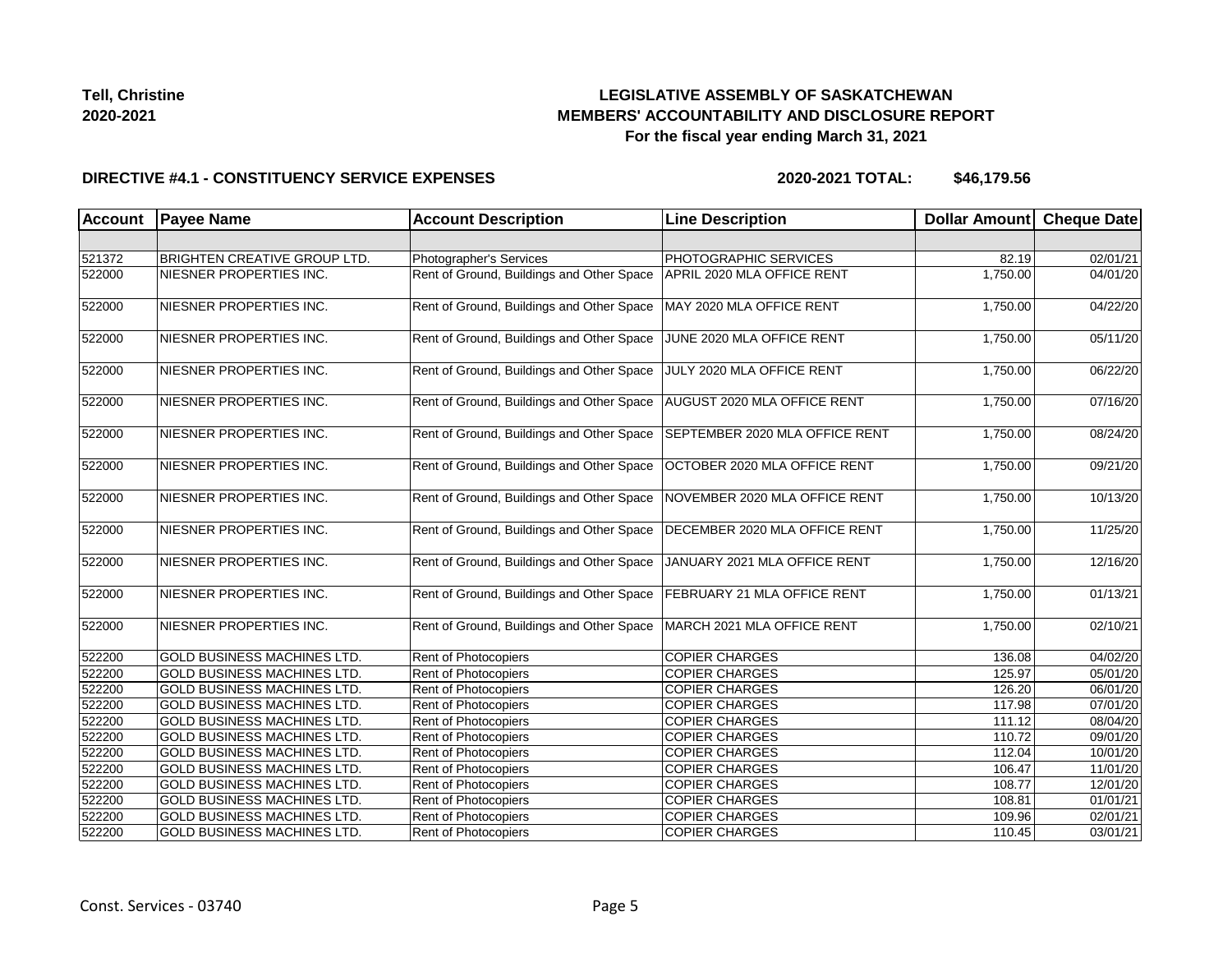**Tell, Christine**
**2020-2021**

# LEGISLATIVE ASSEMBLY OF SASKATCHEWAN
## MEMBERS' ACCOUNTABILITY AND DISCLOSURE REPORT
### For the fiscal year ending March 31, 2021

**DIRECTIVE #4.1 - CONSTITUENCY SERVICE EXPENSES** **2020-2021 TOTAL: $46,179.56**

| Account | Payee Name | Account Description | Line Description | Dollar Amount | Cheque Date |
|---|---|---|---|---|---|
| | | | | | |
| 521372 | BRIGHTEN CREATIVE GROUP LTD. | Photographer's Services | PHOTOGRAPHIC SERVICES | 82.19 | 02/01/21 |
| 522000 | NIESNER PROPERTIES INC. | Rent of Ground, Buildings and Other Space | APRIL 2020 MLA OFFICE RENT | 1,750.00 | 04/01/20 |
| 522000 | NIESNER PROPERTIES INC. | Rent of Ground, Buildings and Other Space | MAY 2020 MLA OFFICE RENT | 1,750.00 | 04/22/20 |
| 522000 | NIESNER PROPERTIES INC. | Rent of Ground, Buildings and Other Space | JUNE 2020 MLA OFFICE RENT | 1,750.00 | 05/11/20 |
| 522000 | NIESNER PROPERTIES INC. | Rent of Ground, Buildings and Other Space | JULY 2020 MLA OFFICE RENT | 1,750.00 | 06/22/20 |
| 522000 | NIESNER PROPERTIES INC. | Rent of Ground, Buildings and Other Space | AUGUST 2020 MLA OFFICE RENT | 1,750.00 | 07/16/20 |
| 522000 | NIESNER PROPERTIES INC. | Rent of Ground, Buildings and Other Space | SEPTEMBER 2020 MLA OFFICE RENT | 1,750.00 | 08/24/20 |
| 522000 | NIESNER PROPERTIES INC. | Rent of Ground, Buildings and Other Space | OCTOBER 2020 MLA OFFICE RENT | 1,750.00 | 09/21/20 |
| 522000 | NIESNER PROPERTIES INC. | Rent of Ground, Buildings and Other Space | NOVEMBER 2020 MLA OFFICE RENT | 1,750.00 | 10/13/20 |
| 522000 | NIESNER PROPERTIES INC. | Rent of Ground, Buildings and Other Space | DECEMBER 2020 MLA OFFICE RENT | 1,750.00 | 11/25/20 |
| 522000 | NIESNER PROPERTIES INC. | Rent of Ground, Buildings and Other Space | JANUARY 2021 MLA OFFICE RENT | 1,750.00 | 12/16/20 |
| 522000 | NIESNER PROPERTIES INC. | Rent of Ground, Buildings and Other Space | FEBRUARY 21 MLA OFFICE RENT | 1,750.00 | 01/13/21 |
| 522000 | NIESNER PROPERTIES INC. | Rent of Ground, Buildings and Other Space | MARCH 2021 MLA OFFICE RENT | 1,750.00 | 02/10/21 |
| 522200 | GOLD BUSINESS MACHINES LTD. | Rent of Photocopiers | COPIER CHARGES | 136.08 | 04/02/20 |
| 522200 | GOLD BUSINESS MACHINES LTD. | Rent of Photocopiers | COPIER CHARGES | 125.97 | 05/01/20 |
| 522200 | GOLD BUSINESS MACHINES LTD. | Rent of Photocopiers | COPIER CHARGES | 126.20 | 06/01/20 |
| 522200 | GOLD BUSINESS MACHINES LTD. | Rent of Photocopiers | COPIER CHARGES | 117.98 | 07/01/20 |
| 522200 | GOLD BUSINESS MACHINES LTD. | Rent of Photocopiers | COPIER CHARGES | 111.12 | 08/04/20 |
| 522200 | GOLD BUSINESS MACHINES LTD. | Rent of Photocopiers | COPIER CHARGES | 110.72 | 09/01/20 |
| 522200 | GOLD BUSINESS MACHINES LTD. | Rent of Photocopiers | COPIER CHARGES | 112.04 | 10/01/20 |
| 522200 | GOLD BUSINESS MACHINES LTD. | Rent of Photocopiers | COPIER CHARGES | 106.47 | 11/01/20 |
| 522200 | GOLD BUSINESS MACHINES LTD. | Rent of Photocopiers | COPIER CHARGES | 108.77 | 12/01/20 |
| 522200 | GOLD BUSINESS MACHINES LTD. | Rent of Photocopiers | COPIER CHARGES | 108.81 | 01/01/21 |
| 522200 | GOLD BUSINESS MACHINES LTD. | Rent of Photocopiers | COPIER CHARGES | 109.96 | 02/01/21 |
| 522200 | GOLD BUSINESS MACHINES LTD. | Rent of Photocopiers | COPIER CHARGES | 110.45 | 03/01/21 |

Const. Services - 03740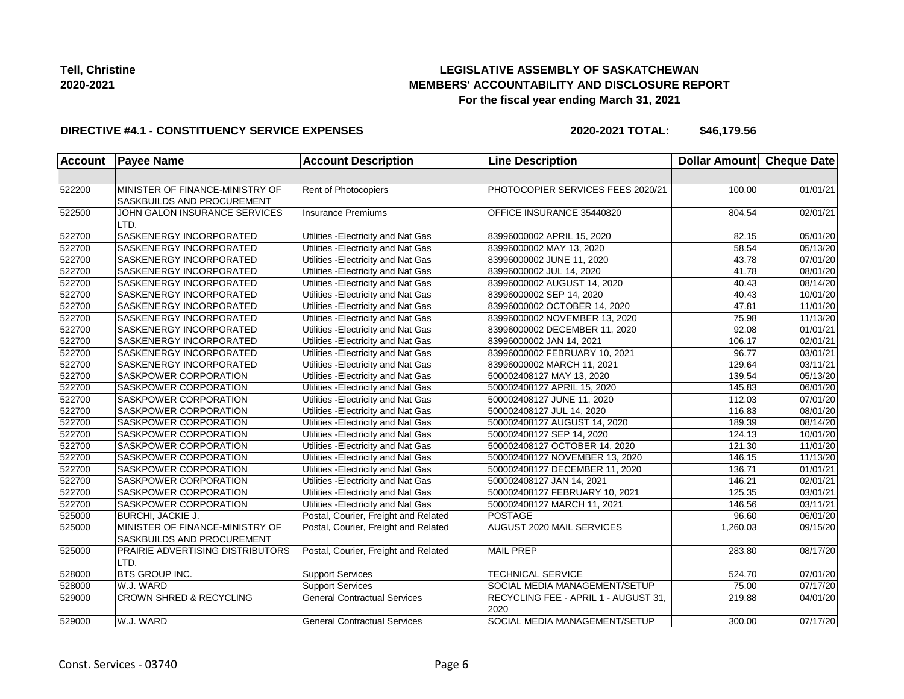**Tell, Christine**
**2020-2021**

# LEGISLATIVE ASSEMBLY OF SASKATCHEWAN
## MEMBERS' ACCOUNTABILITY AND DISCLOSURE REPORT
### For the fiscal year ending March 31, 2021

**DIRECTIVE #4.1 - CONSTITUENCY SERVICE EXPENSES** **2020-2021 TOTAL: $46,179.56**

| Account | Payee Name | Account Description | Line Description | Dollar Amount | Cheque Date |
|---|---|---|---|---|---|
| | | | | | |
| 522200 | MINISTER OF FINANCE-MINISTRY OF SASKBUILDS AND PROCUREMENT | Rent of Photocopiers | PHOTOCOPIER SERVICES FEES 2020/21 | 100.00 | 01/01/21 |
| 522500 | JOHN GALON INSURANCE SERVICES LTD. | Insurance Premiums | OFFICE INSURANCE 35440820 | 804.54 | 02/01/21 |
| 522700 | SASKENERGY INCORPORATED | Utilities -Electricity and Nat Gas | 83996000002 APRIL 15, 2020 | 82.15 | 05/01/20 |
| 522700 | SASKENERGY INCORPORATED | Utilities -Electricity and Nat Gas | 83996000002 MAY 13, 2020 | 58.54 | 05/13/20 |
| 522700 | SASKENERGY INCORPORATED | Utilities -Electricity and Nat Gas | 83996000002 JUNE 11, 2020 | 43.78 | 07/01/20 |
| 522700 | SASKENERGY INCORPORATED | Utilities -Electricity and Nat Gas | 83996000002 JUL 14, 2020 | 41.78 | 08/01/20 |
| 522700 | SASKENERGY INCORPORATED | Utilities -Electricity and Nat Gas | 83996000002 AUGUST 14, 2020 | 40.43 | 08/14/20 |
| 522700 | SASKENERGY INCORPORATED | Utilities -Electricity and Nat Gas | 83996000002 SEP 14, 2020 | 40.43 | 10/01/20 |
| 522700 | SASKENERGY INCORPORATED | Utilities -Electricity and Nat Gas | 83996000002 OCTOBER 14, 2020 | 47.81 | 11/01/20 |
| 522700 | SASKENERGY INCORPORATED | Utilities -Electricity and Nat Gas | 83996000002 NOVEMBER 13, 2020 | 75.98 | 11/13/20 |
| 522700 | SASKENERGY INCORPORATED | Utilities -Electricity and Nat Gas | 83996000002 DECEMBER 11, 2020 | 92.08 | 01/01/21 |
| 522700 | SASKENERGY INCORPORATED | Utilities -Electricity and Nat Gas | 83996000002 JAN 14, 2021 | 106.17 | 02/01/21 |
| 522700 | SASKENERGY INCORPORATED | Utilities -Electricity and Nat Gas | 83996000002 FEBRUARY 10, 2021 | 96.77 | 03/01/21 |
| 522700 | SASKENERGY INCORPORATED | Utilities -Electricity and Nat Gas | 83996000002 MARCH 11, 2021 | 129.64 | 03/11/21 |
| 522700 | SASKPOWER CORPORATION | Utilities -Electricity and Nat Gas | 500002408127 MAY 13, 2020 | 139.54 | 05/13/20 |
| 522700 | SASKPOWER CORPORATION | Utilities -Electricity and Nat Gas | 500002408127 APRIL 15, 2020 | 145.83 | 06/01/20 |
| 522700 | SASKPOWER CORPORATION | Utilities -Electricity and Nat Gas | 500002408127 JUNE 11, 2020 | 112.03 | 07/01/20 |
| 522700 | SASKPOWER CORPORATION | Utilities -Electricity and Nat Gas | 500002408127 JUL 14, 2020 | 116.83 | 08/01/20 |
| 522700 | SASKPOWER CORPORATION | Utilities -Electricity and Nat Gas | 500002408127 AUGUST 14, 2020 | 189.39 | 08/14/20 |
| 522700 | SASKPOWER CORPORATION | Utilities -Electricity and Nat Gas | 500002408127 SEP 14, 2020 | 124.13 | 10/01/20 |
| 522700 | SASKPOWER CORPORATION | Utilities -Electricity and Nat Gas | 500002408127 OCTOBER 14, 2020 | 121.30 | 11/01/20 |
| 522700 | SASKPOWER CORPORATION | Utilities -Electricity and Nat Gas | 500002408127 NOVEMBER 13, 2020 | 146.15 | 11/13/20 |
| 522700 | SASKPOWER CORPORATION | Utilities -Electricity and Nat Gas | 500002408127 DECEMBER 11, 2020 | 136.71 | 01/01/21 |
| 522700 | SASKPOWER CORPORATION | Utilities -Electricity and Nat Gas | 500002408127 JAN 14, 2021 | 146.21 | 02/01/21 |
| 522700 | SASKPOWER CORPORATION | Utilities -Electricity and Nat Gas | 500002408127 FEBRUARY 10, 2021 | 125.35 | 03/01/21 |
| 522700 | SASKPOWER CORPORATION | Utilities -Electricity and Nat Gas | 500002408127 MARCH 11, 2021 | 146.56 | 03/11/21 |
| 525000 | BURCHI, JACKIE J. | Postal, Courier, Freight and Related | POSTAGE | 96.60 | 06/01/20 |
| 525000 | MINISTER OF FINANCE-MINISTRY OF SASKBUILDS AND PROCUREMENT | Postal, Courier, Freight and Related | AUGUST 2020 MAIL SERVICES | 1,260.03 | 09/15/20 |
| 525000 | PRAIRIE ADVERTISING DISTRIBUTORS LTD. | Postal, Courier, Freight and Related | MAIL PREP | 283.80 | 08/17/20 |
| 528000 | BTS GROUP INC. | Support Services | TECHNICAL SERVICE | 524.70 | 07/01/20 |
| 528000 | W.J. WARD | Support Services | SOCIAL MEDIA MANAGEMENT/SETUP | 75.00 | 07/17/20 |
| 529000 | CROWN SHRED & RECYCLING | General Contractual Services | RECYCLING FEE - APRIL 1 - AUGUST 31, 2020 | 219.88 | 04/01/20 |
| 529000 | W.J. WARD | General Contractual Services | SOCIAL MEDIA MANAGEMENT/SETUP | 300.00 | 07/17/20 |

Const. Services - 03740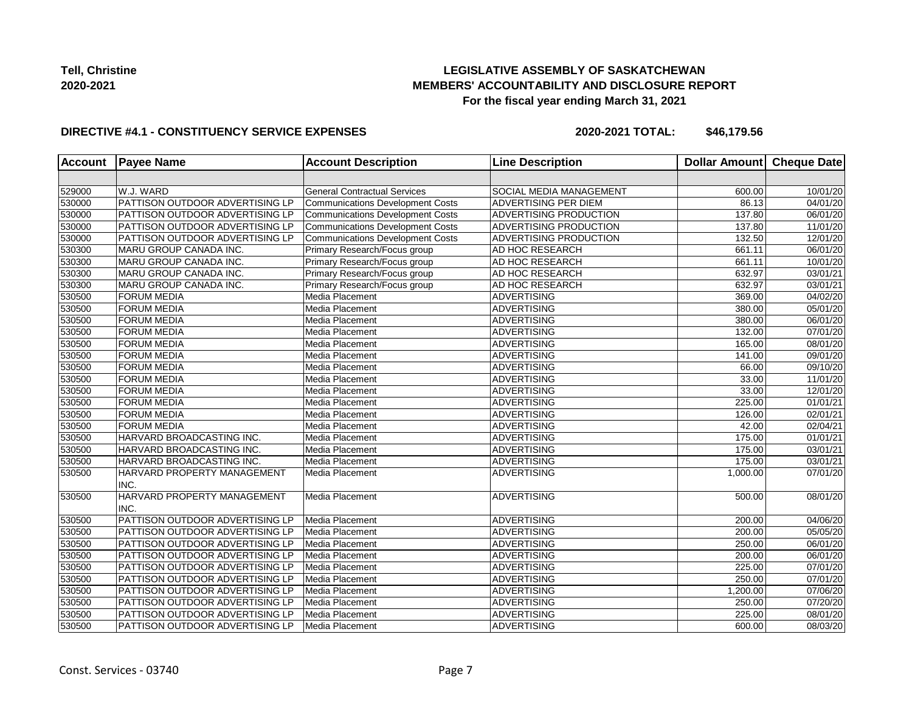**Tell, Christine**
**2020-2021**

# LEGISLATIVE ASSEMBLY OF SASKATCHEWAN
## MEMBERS' ACCOUNTABILITY AND DISCLOSURE REPORT
### For the fiscal year ending March 31, 2021

**DIRECTIVE #4.1 - CONSTITUENCY SERVICE EXPENSES** **2020-2021 TOTAL: $46,179.56**

| Account | Payee Name | Account Description | Line Description | Dollar Amount | Cheque Date |
|---|---|---|---|---|---|
| | | | | | |
| 529000 | W.J. WARD | General Contractual Services | SOCIAL MEDIA MANAGEMENT | 600.00 | 10/01/20 |
| 530000 | PATTISON OUTDOOR ADVERTISING LP | Communications Development Costs | ADVERTISING PER DIEM | 86.13 | 04/01/20 |
| 530000 | PATTISON OUTDOOR ADVERTISING LP | Communications Development Costs | ADVERTISING PRODUCTION | 137.80 | 06/01/20 |
| 530000 | PATTISON OUTDOOR ADVERTISING LP | Communications Development Costs | ADVERTISING PRODUCTION | 137.80 | 11/01/20 |
| 530000 | PATTISON OUTDOOR ADVERTISING LP | Communications Development Costs | ADVERTISING PRODUCTION | 132.50 | 12/01/20 |
| 530300 | MARU GROUP CANADA INC. | Primary Research/Focus group | AD HOC RESEARCH | 661.11 | 06/01/20 |
| 530300 | MARU GROUP CANADA INC. | Primary Research/Focus group | AD HOC RESEARCH | 661.11 | 10/01/20 |
| 530300 | MARU GROUP CANADA INC. | Primary Research/Focus group | AD HOC RESEARCH | 632.97 | 03/01/21 |
| 530300 | MARU GROUP CANADA INC. | Primary Research/Focus group | AD HOC RESEARCH | 632.97 | 03/01/21 |
| 530500 | FORUM MEDIA | Media Placement | ADVERTISING | 369.00 | 04/02/20 |
| 530500 | FORUM MEDIA | Media Placement | ADVERTISING | 380.00 | 05/01/20 |
| 530500 | FORUM MEDIA | Media Placement | ADVERTISING | 380.00 | 06/01/20 |
| 530500 | FORUM MEDIA | Media Placement | ADVERTISING | 132.00 | 07/01/20 |
| 530500 | FORUM MEDIA | Media Placement | ADVERTISING | 165.00 | 08/01/20 |
| 530500 | FORUM MEDIA | Media Placement | ADVERTISING | 141.00 | 09/01/20 |
| 530500 | FORUM MEDIA | Media Placement | ADVERTISING | 66.00 | 09/10/20 |
| 530500 | FORUM MEDIA | Media Placement | ADVERTISING | 33.00 | 11/01/20 |
| 530500 | FORUM MEDIA | Media Placement | ADVERTISING | 33.00 | 12/01/20 |
| 530500 | FORUM MEDIA | Media Placement | ADVERTISING | 225.00 | 01/01/21 |
| 530500 | FORUM MEDIA | Media Placement | ADVERTISING | 126.00 | 02/01/21 |
| 530500 | FORUM MEDIA | Media Placement | ADVERTISING | 42.00 | 02/04/21 |
| 530500 | HARVARD BROADCASTING INC. | Media Placement | ADVERTISING | 175.00 | 01/01/21 |
| 530500 | HARVARD BROADCASTING INC. | Media Placement | ADVERTISING | 175.00 | 03/01/21 |
| 530500 | HARVARD BROADCASTING INC. | Media Placement | ADVERTISING | 175.00 | 03/01/21 |
| 530500 | HARVARD PROPERTY MANAGEMENT INC. | Media Placement | ADVERTISING | 1,000.00 | 07/01/20 |
| 530500 | HARVARD PROPERTY MANAGEMENT INC. | Media Placement | ADVERTISING | 500.00 | 08/01/20 |
| 530500 | PATTISON OUTDOOR ADVERTISING LP | Media Placement | ADVERTISING | 200.00 | 04/06/20 |
| 530500 | PATTISON OUTDOOR ADVERTISING LP | Media Placement | ADVERTISING | 200.00 | 05/05/20 |
| 530500 | PATTISON OUTDOOR ADVERTISING LP | Media Placement | ADVERTISING | 250.00 | 06/01/20 |
| 530500 | PATTISON OUTDOOR ADVERTISING LP | Media Placement | ADVERTISING | 200.00 | 06/01/20 |
| 530500 | PATTISON OUTDOOR ADVERTISING LP | Media Placement | ADVERTISING | 225.00 | 07/01/20 |
| 530500 | PATTISON OUTDOOR ADVERTISING LP | Media Placement | ADVERTISING | 250.00 | 07/01/20 |
| 530500 | PATTISON OUTDOOR ADVERTISING LP | Media Placement | ADVERTISING | 1,200.00 | 07/06/20 |
| 530500 | PATTISON OUTDOOR ADVERTISING LP | Media Placement | ADVERTISING | 250.00 | 07/20/20 |
| 530500 | PATTISON OUTDOOR ADVERTISING LP | Media Placement | ADVERTISING | 225.00 | 08/01/20 |
| 530500 | PATTISON OUTDOOR ADVERTISING LP | Media Placement | ADVERTISING | 600.00 | 08/03/20 |

Const. Services - 03740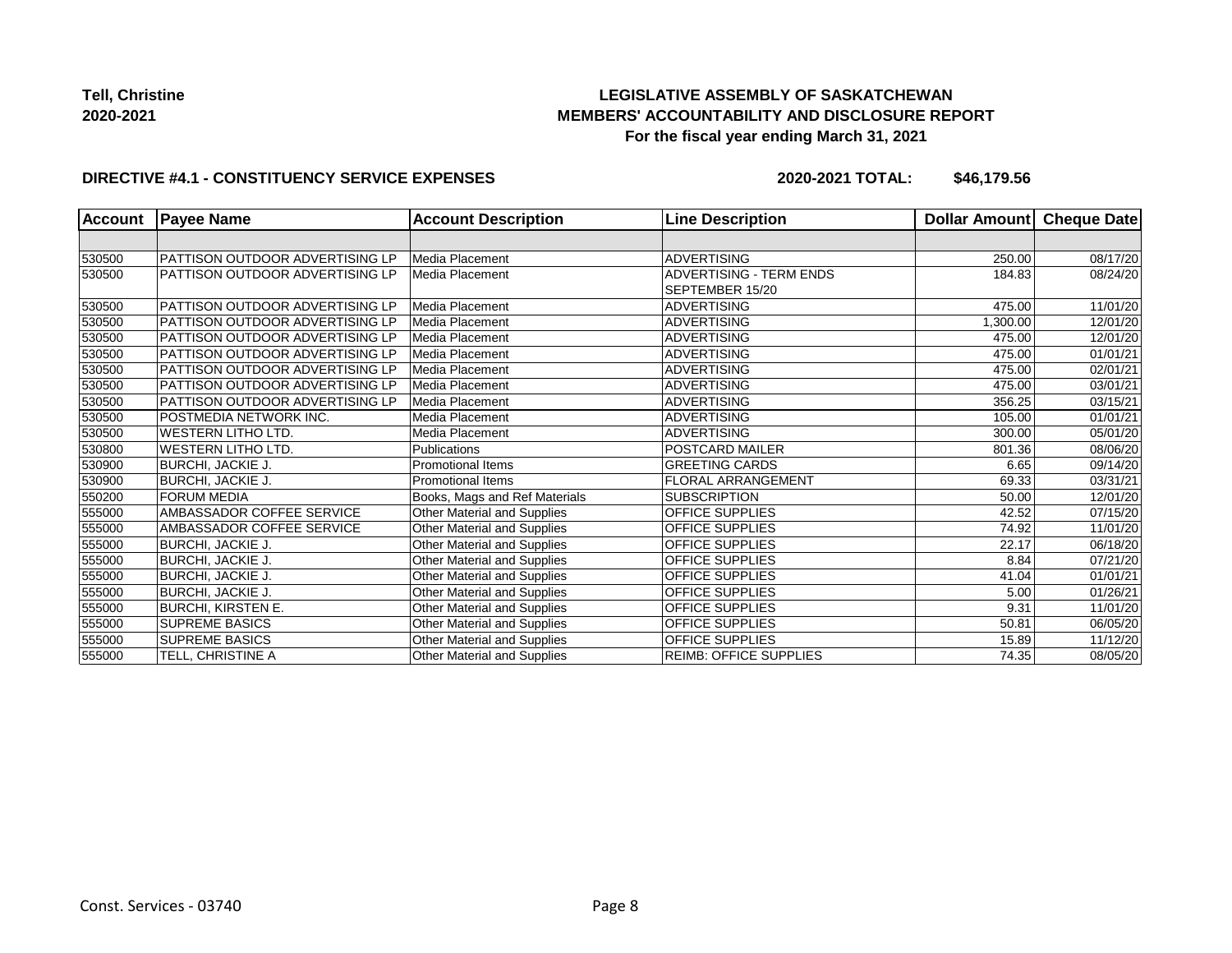Tell, Christine
2020-2021

# LEGISLATIVE ASSEMBLY OF SASKATCHEWAN
## MEMBERS' ACCOUNTABILITY AND DISCLOSURE REPORT
### For the fiscal year ending March 31, 2021

**DIRECTIVE #4.1 - CONSTITUENCY SERVICE EXPENSES** **2020-2021 TOTAL: $46,179.56**

| Account | Payee Name | Account Description | Line Description | Dollar Amount | Cheque Date |
|---|---|---|---|---|---|
| | | | | | |
| 530500 | PATTISON OUTDOOR ADVERTISING LP | Media Placement | ADVERTISING | 250.00 | 08/17/20 |
| 530500 | PATTISON OUTDOOR ADVERTISING LP | Media Placement | ADVERTISING - TERM ENDS SEPTEMBER 15/20 | 184.83 | 08/24/20 |
| 530500 | PATTISON OUTDOOR ADVERTISING LP | Media Placement | ADVERTISING | 475.00 | 11/01/20 |
| 530500 | PATTISON OUTDOOR ADVERTISING LP | Media Placement | ADVERTISING | 1,300.00 | 12/01/20 |
| 530500 | PATTISON OUTDOOR ADVERTISING LP | Media Placement | ADVERTISING | 475.00 | 12/01/20 |
| 530500 | PATTISON OUTDOOR ADVERTISING LP | Media Placement | ADVERTISING | 475.00 | 01/01/21 |
| 530500 | PATTISON OUTDOOR ADVERTISING LP | Media Placement | ADVERTISING | 475.00 | 02/01/21 |
| 530500 | PATTISON OUTDOOR ADVERTISING LP | Media Placement | ADVERTISING | 475.00 | 03/01/21 |
| 530500 | PATTISON OUTDOOR ADVERTISING LP | Media Placement | ADVERTISING | 356.25 | 03/15/21 |
| 530500 | POSTMEDIA NETWORK INC. | Media Placement | ADVERTISING | 105.00 | 01/01/21 |
| 530500 | WESTERN LITHO LTD. | Media Placement | ADVERTISING | 300.00 | 05/01/20 |
| 530800 | WESTERN LITHO LTD. | Publications | POSTCARD MAILER | 801.36 | 08/06/20 |
| 530900 | BURCHI, JACKIE J. | Promotional Items | GREETING CARDS | 6.65 | 09/14/20 |
| 530900 | BURCHI, JACKIE J. | Promotional Items | FLORAL ARRANGEMENT | 69.33 | 03/31/21 |
| 550200 | FORUM MEDIA | Books, Mags and Ref Materials | SUBSCRIPTION | 50.00 | 12/01/20 |
| 555000 | AMBASSADOR COFFEE SERVICE | Other Material and Supplies | OFFICE SUPPLIES | 42.52 | 07/15/20 |
| 555000 | AMBASSADOR COFFEE SERVICE | Other Material and Supplies | OFFICE SUPPLIES | 74.92 | 11/01/20 |
| 555000 | BURCHI, JACKIE J. | Other Material and Supplies | OFFICE SUPPLIES | 22.17 | 06/18/20 |
| 555000 | BURCHI, JACKIE J. | Other Material and Supplies | OFFICE SUPPLIES | 8.84 | 07/21/20 |
| 555000 | BURCHI, JACKIE J. | Other Material and Supplies | OFFICE SUPPLIES | 41.04 | 01/01/21 |
| 555000 | BURCHI, JACKIE J. | Other Material and Supplies | OFFICE SUPPLIES | 5.00 | 01/26/21 |
| 555000 | BURCHI, KIRSTEN E. | Other Material and Supplies | OFFICE SUPPLIES | 9.31 | 11/01/20 |
| 555000 | SUPREME BASICS | Other Material and Supplies | OFFICE SUPPLIES | 50.81 | 06/05/20 |
| 555000 | SUPREME BASICS | Other Material and Supplies | OFFICE SUPPLIES | 15.89 | 11/12/20 |
| 555000 | TELL, CHRISTINE A | Other Material and Supplies | REIMB: OFFICE SUPPLIES | 74.35 | 08/05/20 |

Const. Services - 03740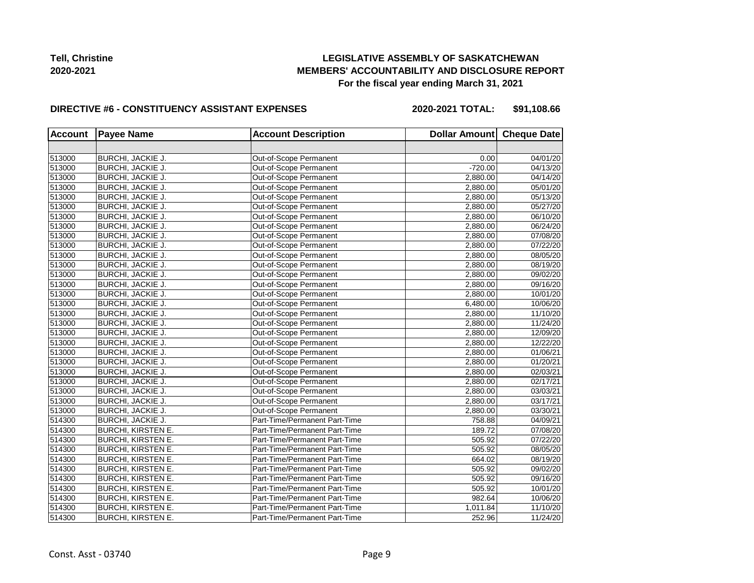**Tell, Christine**
**2020-2021**

**LEGISLATIVE ASSEMBLY OF SASKATCHEWAN**
**MEMBERS' ACCOUNTABILITY AND DISCLOSURE REPORT**
**For the fiscal year ending March 31, 2021**

**DIRECTIVE #6 - CONSTITUENCY ASSISTANT EXPENSES** **2020-2021 TOTAL: $91,108.66**

| Account | Payee Name | Account Description | Dollar Amount | Cheque Date |
|---|---|---|---|---|
| | | | | |
| 513000 | BURCHI, JACKIE J. | Out-of-Scope Permanent | 0.00 | 04/01/20 |
| 513000 | BURCHI, JACKIE J. | Out-of-Scope Permanent | -720.00 | 04/13/20 |
| 513000 | BURCHI, JACKIE J. | Out-of-Scope Permanent | 2,880.00 | 04/14/20 |
| 513000 | BURCHI, JACKIE J. | Out-of-Scope Permanent | 2,880.00 | 05/01/20 |
| 513000 | BURCHI, JACKIE J. | Out-of-Scope Permanent | 2,880.00 | 05/13/20 |
| 513000 | BURCHI, JACKIE J. | Out-of-Scope Permanent | 2,880.00 | 05/27/20 |
| 513000 | BURCHI, JACKIE J. | Out-of-Scope Permanent | 2,880.00 | 06/10/20 |
| 513000 | BURCHI, JACKIE J. | Out-of-Scope Permanent | 2,880.00 | 06/24/20 |
| 513000 | BURCHI, JACKIE J. | Out-of-Scope Permanent | 2,880.00 | 07/08/20 |
| 513000 | BURCHI, JACKIE J. | Out-of-Scope Permanent | 2,880.00 | 07/22/20 |
| 513000 | BURCHI, JACKIE J. | Out-of-Scope Permanent | 2,880.00 | 08/05/20 |
| 513000 | BURCHI, JACKIE J. | Out-of-Scope Permanent | 2,880.00 | 08/19/20 |
| 513000 | BURCHI, JACKIE J. | Out-of-Scope Permanent | 2,880.00 | 09/02/20 |
| 513000 | BURCHI, JACKIE J. | Out-of-Scope Permanent | 2,880.00 | 09/16/20 |
| 513000 | BURCHI, JACKIE J. | Out-of-Scope Permanent | 2,880.00 | 10/01/20 |
| 513000 | BURCHI, JACKIE J. | Out-of-Scope Permanent | 6,480.00 | 10/06/20 |
| 513000 | BURCHI, JACKIE J. | Out-of-Scope Permanent | 2,880.00 | 11/10/20 |
| 513000 | BURCHI, JACKIE J. | Out-of-Scope Permanent | 2,880.00 | 11/24/20 |
| 513000 | BURCHI, JACKIE J. | Out-of-Scope Permanent | 2,880.00 | 12/09/20 |
| 513000 | BURCHI, JACKIE J. | Out-of-Scope Permanent | 2,880.00 | 12/22/20 |
| 513000 | BURCHI, JACKIE J. | Out-of-Scope Permanent | 2,880.00 | 01/06/21 |
| 513000 | BURCHI, JACKIE J. | Out-of-Scope Permanent | 2,880.00 | 01/20/21 |
| 513000 | BURCHI, JACKIE J. | Out-of-Scope Permanent | 2,880.00 | 02/03/21 |
| 513000 | BURCHI, JACKIE J. | Out-of-Scope Permanent | 2,880.00 | 02/17/21 |
| 513000 | BURCHI, JACKIE J. | Out-of-Scope Permanent | 2,880.00 | 03/03/21 |
| 513000 | BURCHI, JACKIE J. | Out-of-Scope Permanent | 2,880.00 | 03/17/21 |
| 513000 | BURCHI, JACKIE J. | Out-of-Scope Permanent | 2,880.00 | 03/30/21 |
| 514300 | BURCHI, JACKIE J. | Part-Time/Permanent Part-Time | 758.88 | 04/09/21 |
| 514300 | BURCHI, KIRSTEN E. | Part-Time/Permanent Part-Time | 189.72 | 07/08/20 |
| 514300 | BURCHI, KIRSTEN E. | Part-Time/Permanent Part-Time | 505.92 | 07/22/20 |
| 514300 | BURCHI, KIRSTEN E. | Part-Time/Permanent Part-Time | 505.92 | 08/05/20 |
| 514300 | BURCHI, KIRSTEN E. | Part-Time/Permanent Part-Time | 664.02 | 08/19/20 |
| 514300 | BURCHI, KIRSTEN E. | Part-Time/Permanent Part-Time | 505.92 | 09/02/20 |
| 514300 | BURCHI, KIRSTEN E. | Part-Time/Permanent Part-Time | 505.92 | 09/16/20 |
| 514300 | BURCHI, KIRSTEN E. | Part-Time/Permanent Part-Time | 505.92 | 10/01/20 |
| 514300 | BURCHI, KIRSTEN E. | Part-Time/Permanent Part-Time | 982.64 | 10/06/20 |
| 514300 | BURCHI, KIRSTEN E. | Part-Time/Permanent Part-Time | 1,011.84 | 11/10/20 |
| 514300 | BURCHI, KIRSTEN E. | Part-Time/Permanent Part-Time | 252.96 | 11/24/20 |

Const. Asst - 03740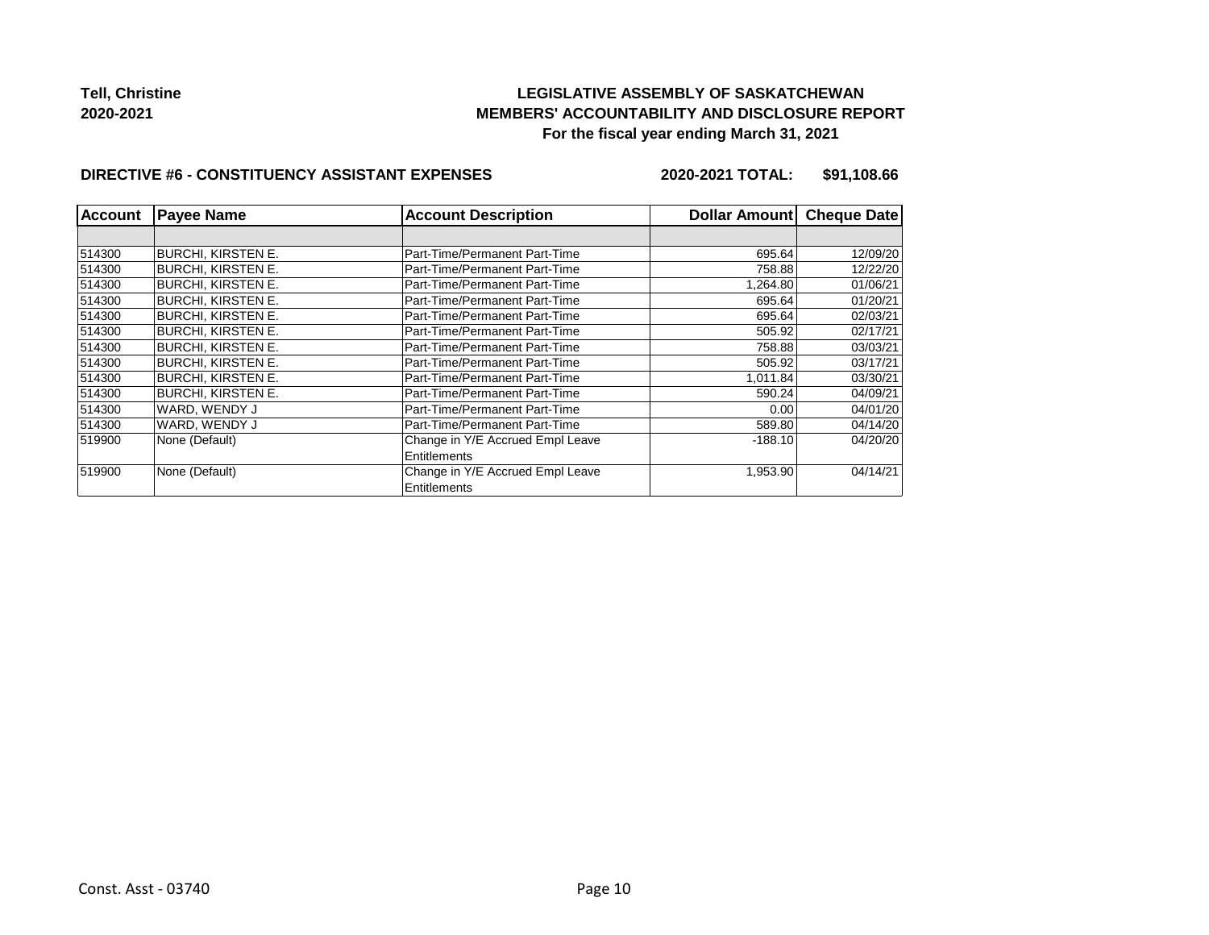**Tell, Christine**
**2020-2021**

**LEGISLATIVE ASSEMBLY OF SASKATCHEWAN**
**MEMBERS' ACCOUNTABILITY AND DISCLOSURE REPORT**
**For the fiscal year ending March 31, 2021**

**DIRECTIVE #6 - CONSTITUENCY ASSISTANT EXPENSES** **2020-2021 TOTAL: $91,108.66**

| Account | Payee Name | Account Description | Dollar Amount | Cheque Date |
|---|---|---|---|---|
| | | | | |
| 514300 | BURCHI, KIRSTEN E. | Part-Time/Permanent Part-Time | 695.64 | 12/09/20 |
| 514300 | BURCHI, KIRSTEN E. | Part-Time/Permanent Part-Time | 758.88 | 12/22/20 |
| 514300 | BURCHI, KIRSTEN E. | Part-Time/Permanent Part-Time | 1,264.80 | 01/06/21 |
| 514300 | BURCHI, KIRSTEN E. | Part-Time/Permanent Part-Time | 695.64 | 01/20/21 |
| 514300 | BURCHI, KIRSTEN E. | Part-Time/Permanent Part-Time | 695.64 | 02/03/21 |
| 514300 | BURCHI, KIRSTEN E. | Part-Time/Permanent Part-Time | 505.92 | 02/17/21 |
| 514300 | BURCHI, KIRSTEN E. | Part-Time/Permanent Part-Time | 758.88 | 03/03/21 |
| 514300 | BURCHI, KIRSTEN E. | Part-Time/Permanent Part-Time | 505.92 | 03/17/21 |
| 514300 | BURCHI, KIRSTEN E. | Part-Time/Permanent Part-Time | 1,011.84 | 03/30/21 |
| 514300 | BURCHI, KIRSTEN E. | Part-Time/Permanent Part-Time | 590.24 | 04/09/21 |
| 514300 | WARD, WENDY J | Part-Time/Permanent Part-Time | 0.00 | 04/01/20 |
| 514300 | WARD, WENDY J | Part-Time/Permanent Part-Time | 589.80 | 04/14/20 |
| 519900 | None (Default) | Change in Y/E Accrued Empl Leave Entitlements | -188.10 | 04/20/20 |
| 519900 | None (Default) | Change in Y/E Accrued Empl Leave Entitlements | 1,953.90 | 04/14/21 |

Const. Asst - 03740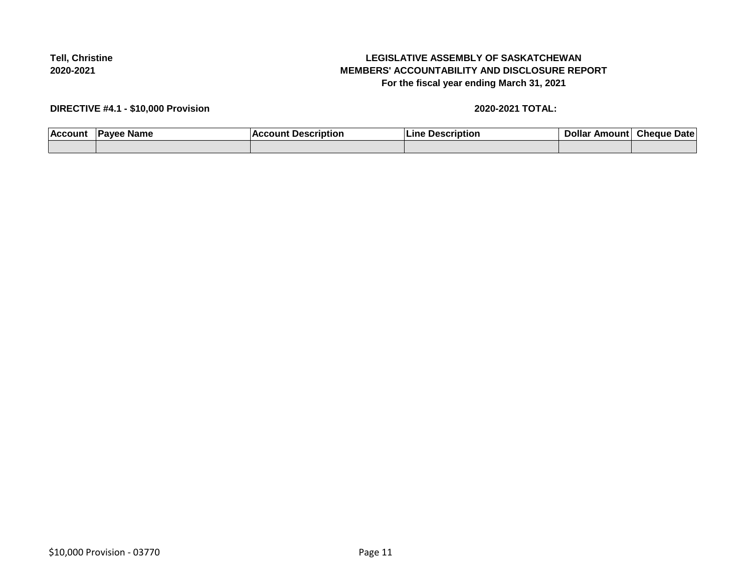**Tell, Christine**
**2020-2021**

**LEGISLATIVE ASSEMBLY OF SASKATCHEWAN**
**MEMBERS' ACCOUNTABILITY AND DISCLOSURE REPORT**
**For the fiscal year ending March 31, 2021**

**DIRECTIVE #4.1 - $10,000 Provision**

**2020-2021 TOTAL:**

| Account | Payee Name | Account Description | Line Description | Dollar Amount | Cheque Date |
|---|---|---|---|---|---|
| | | | | | |

$10,000 Provision - 03770